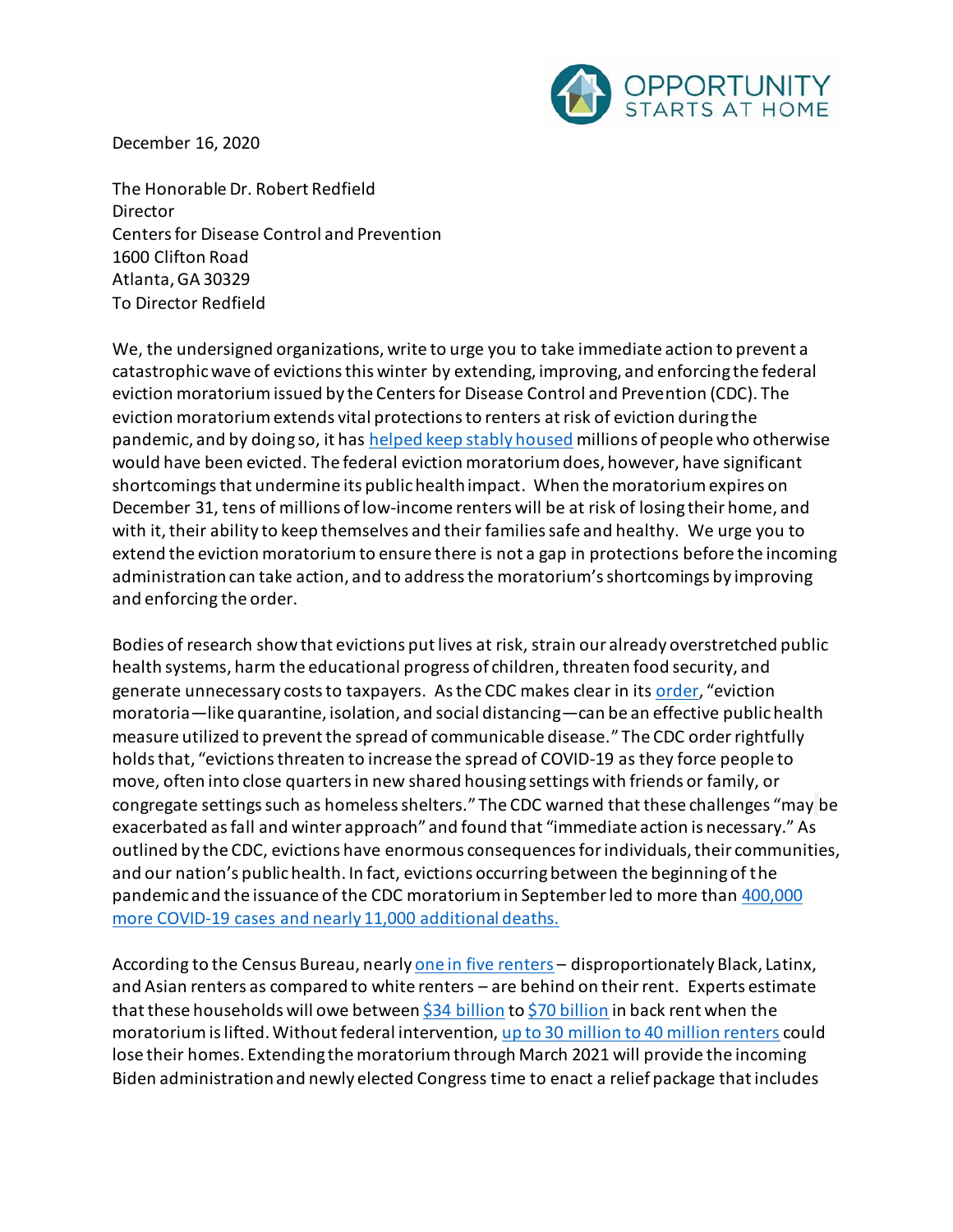OPPORTUNITY STARTS AT HOME

December 16, 2020

The Honorable Dr. Robert Redfield
Director
Centers for Disease Control and Prevention
1600 Clifton Road
Atlanta, GA 30329
To Director Redfield

We, the undersigned organizations, write to urge you to take immediate action to prevent a catastrophic wave of evictions this winter by extending, improving, and enforcing the federal eviction moratorium issued by the Centers for Disease Control and Prevention (CDC). The eviction moratorium extends vital protections to renters at risk of eviction during the pandemic, and by doing so, it has helped keep stably housed millions of people who otherwise would have been evicted. The federal eviction moratorium does, however, have significant shortcomings that undermine its public health impact. When the moratorium expires on December 31, tens of millions of low-income renters will be at risk of losing their home, and with it, their ability to keep themselves and their families safe and healthy. We urge you to extend the eviction moratorium to ensure there is not a gap in protections before the incoming administration can take action, and to address the moratorium's shortcomings by improving and enforcing the order.

Bodies of research show that evictions put lives at risk, strain our already overstretched public health systems, harm the educational progress of children, threaten food security, and generate unnecessary costs to taxpayers. As the CDC makes clear in its order, "eviction moratoria—like quarantine, isolation, and social distancing—can be an effective public health measure utilized to prevent the spread of communicable disease." The CDC order rightfully holds that, "evictions threaten to increase the spread of COVID-19 as they force people to move, often into close quarters in new shared housing settings with friends or family, or congregate settings such as homeless shelters." The CDC warned that these challenges "may be exacerbated as fall and winter approach" and found that "immediate action is necessary." As outlined by the CDC, evictions have enormous consequences for individuals, their communities, and our nation's public health. In fact, evictions occurring between the beginning of the pandemic and the issuance of the CDC moratorium in September led to more than 400,000 more COVID-19 cases and nearly 11,000 additional deaths.

According to the Census Bureau, nearly one in five renters – disproportionately Black, Latinx, and Asian renters as compared to white renters – are behind on their rent. Experts estimate that these households will owe between $34 billion to $70 billion in back rent when the moratorium is lifted. Without federal intervention, up to 30 million to 40 million renters could lose their homes. Extending the moratorium through March 2021 will provide the incoming Biden administration and newly elected Congress time to enact a relief package that includes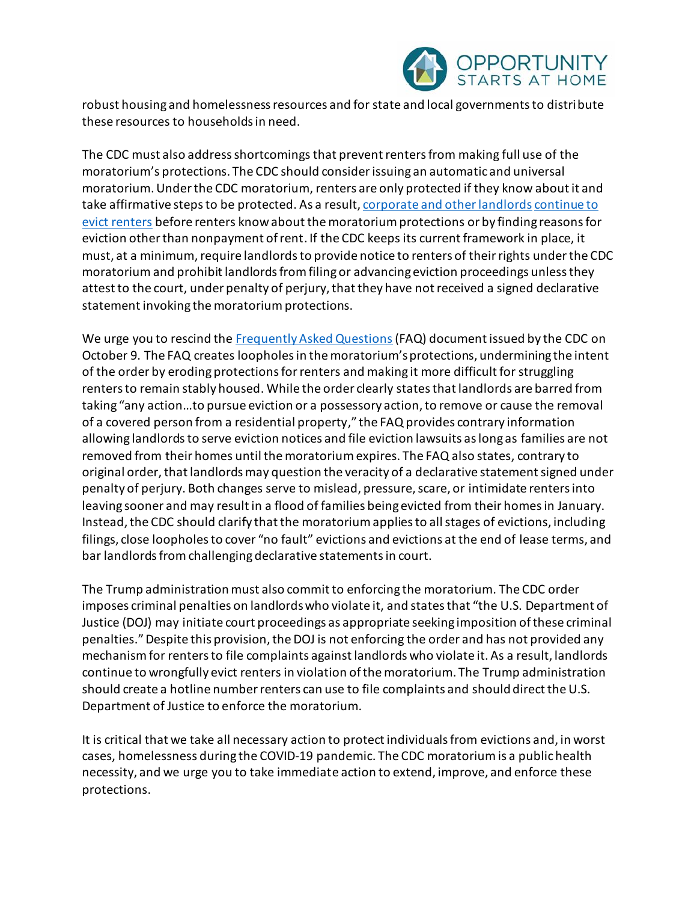robust housing and homelessness resources and for state and local governments to distribute these resources to households in need.

The CDC must also address shortcomings that prevent renters from making full use of the moratorium's protections. The CDC should consider issuing an automatic and universal moratorium. Under the CDC moratorium, renters are only protected if they know about it and take affirmative steps to be protected. As a result, corporate and other landlords continue to evict renters before renters know about the moratorium protections or by finding reasons for eviction other than nonpayment of rent. If the CDC keeps its current framework in place, it must, at a minimum, require landlords to provide notice to renters of their rights under the CDC moratorium and prohibit landlords from filing or advancing eviction proceedings unless they attest to the court, under penalty of perjury, that they have not received a signed declarative statement invoking the moratorium protections.

We urge you to rescind the Frequently Asked Questions (FAQ) document issued by the CDC on October 9. The FAQ creates loopholes in the moratorium's protections, undermining the intent of the order by eroding protections for renters and making it more difficult for struggling renters to remain stably housed. While the order clearly states that landlords are barred from taking "any action…to pursue eviction or a possessory action, to remove or cause the removal of a covered person from a residential property," the FAQ provides contrary information allowing landlords to serve eviction notices and file eviction lawsuits as long as families are not removed from their homes until the moratorium expires. The FAQ also states, contrary to original order, that landlords may question the veracity of a declarative statement signed under penalty of perjury. Both changes serve to mislead, pressure, scare, or intimidate renters into leaving sooner and may result in a flood of families being evicted from their homes in January. Instead, the CDC should clarify that the moratorium applies to all stages of evictions, including filings, close loopholes to cover "no fault" evictions and evictions at the end of lease terms, and bar landlords from challenging declarative statements in court.

The Trump administration must also commit to enforcing the moratorium. The CDC order imposes criminal penalties on landlords who violate it, and states that "the U.S. Department of Justice (DOJ) may initiate court proceedings as appropriate seeking imposition of these criminal penalties." Despite this provision, the DOJ is not enforcing the order and has not provided any mechanism for renters to file complaints against landlords who violate it. As a result, landlords continue to wrongfully evict renters in violation of the moratorium. The Trump administration should create a hotline number renters can use to file complaints and should direct the U.S. Department of Justice to enforce the moratorium.

It is critical that we take all necessary action to protect individuals from evictions and, in worst cases, homelessness during the COVID-19 pandemic. The CDC moratorium is a public health necessity, and we urge you to take immediate action to extend, improve, and enforce these protections.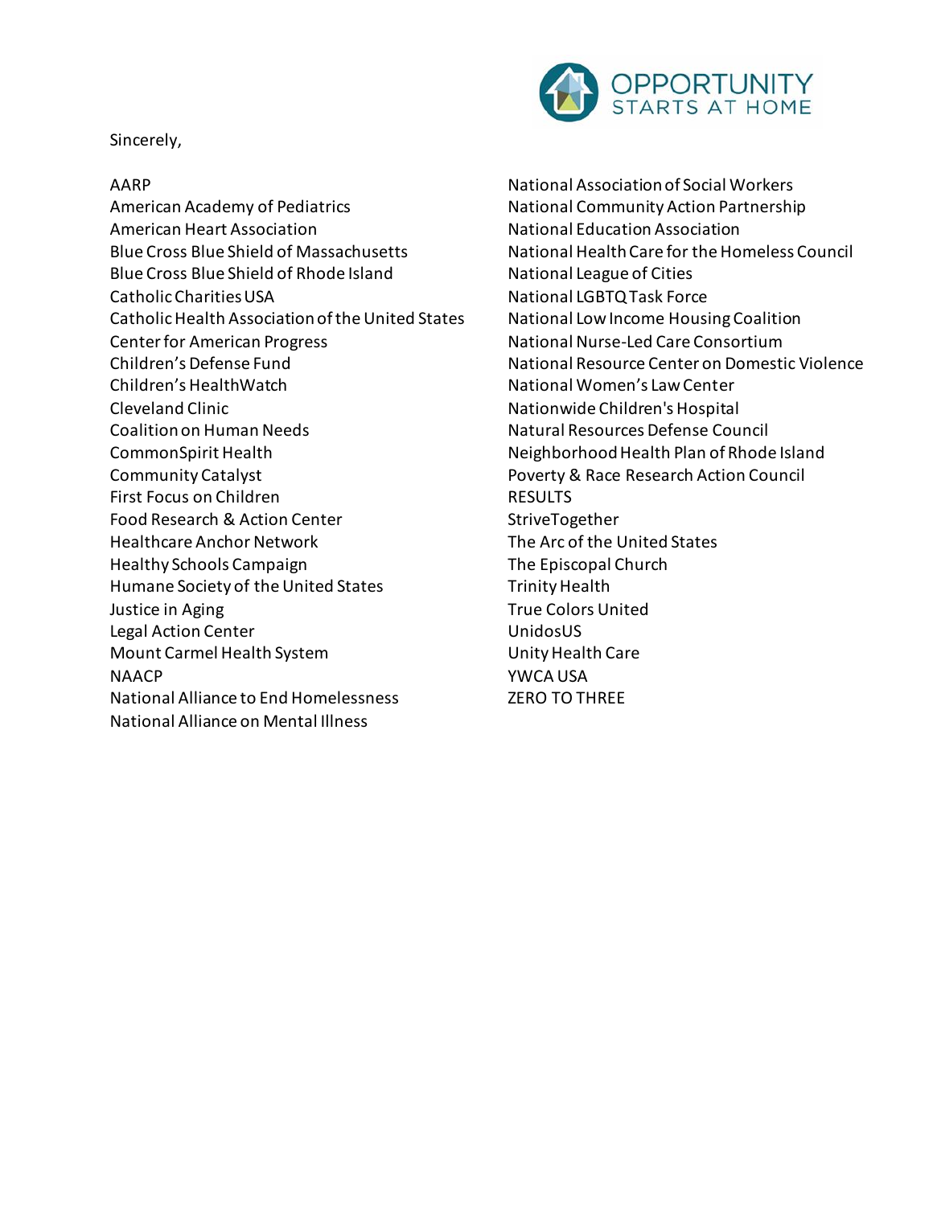Sincerely,

AARP
American Academy of Pediatrics
American Heart Association
Blue Cross Blue Shield of Massachusetts
Blue Cross Blue Shield of Rhode Island
Catholic Charities USA
Catholic Health Association of the United States
Center for American Progress
Children's Defense Fund
Children's HealthWatch
Cleveland Clinic
Coalition on Human Needs
CommonSpirit Health
Community Catalyst
First Focus on Children
Food Research & Action Center
Healthcare Anchor Network
Healthy Schools Campaign
Humane Society of the United States
Justice in Aging
Legal Action Center
Mount Carmel Health System
NAACP
National Alliance to End Homelessness
National Alliance on Mental Illness
National Association of Social Workers
National Community Action Partnership
National Education Association
National Health Care for the Homeless Council
National League of Cities
National LGBTQ Task Force
National Low Income Housing Coalition
National Nurse-Led Care Consortium
National Resource Center on Domestic Violence
National Women's Law Center
Nationwide Children's Hospital
Natural Resources Defense Council
Neighborhood Health Plan of Rhode Island
Poverty & Race Research Action Council
RESULTS
StriveTogether
The Arc of the United States
The Episcopal Church
Trinity Health
True Colors United
UnidosUS
Unity Health Care
YWCA USA
ZERO TO THREE